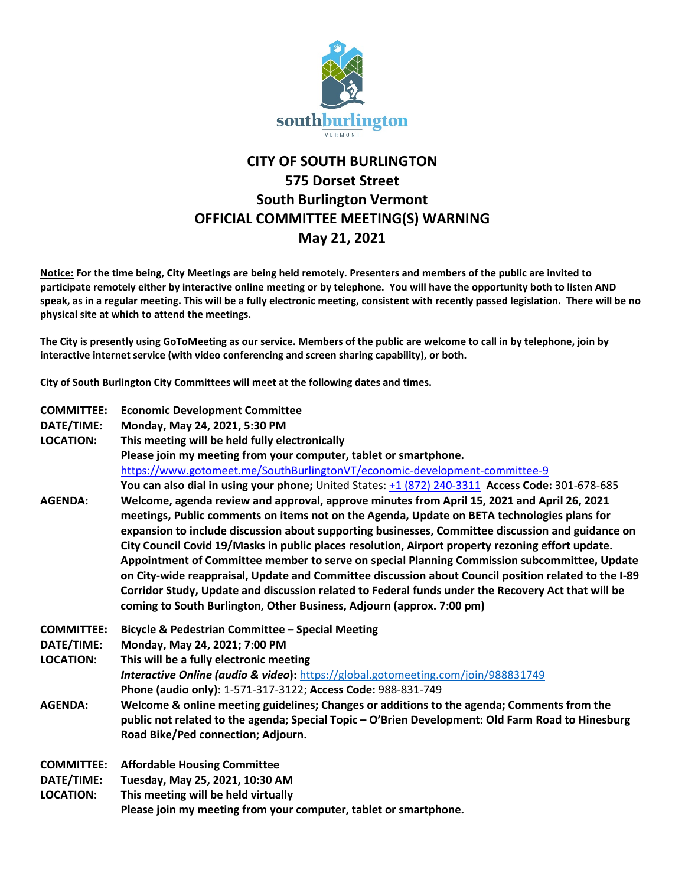southburlington
VERMONT

# CITY OF SOUTH BURLINGTON
## 575 Dorset Street
## South Burlington Vermont
## OFFICIAL COMMITTEE MEETING(S) WARNING
## May 21, 2021

**Notice:** **For the time being, City Meetings are being held remotely. Presenters and members of the public are invited to participate remotely either by interactive online meeting or by telephone. You will have the opportunity both to listen AND speak, as in a regular meeting. This will be a fully electronic meeting, consistent with recently passed legislation. There will be no physical site at which to attend the meetings.**

**The City is presently using GoToMeeting as our service. Members of the public are welcome to call in by telephone, join by interactive internet service (with video conferencing and screen sharing capability), or both.**

**City of South Burlington City Committees will meet at the following dates and times.**

**COMMITTEE:** **Economic Development Committee**
**DATE/TIME:** **Monday, May 24, 2021, 5:30 PM**
**LOCATION:** **This meeting will be held fully electronically**
**Please join my meeting from your computer, tablet or smartphone.**
https://www.gotomeet.me/SouthBurlingtonVT/economic-development-committee-9
**You can also dial in using your phone;** United States: +1 (872) 240-3311 **Access Code:** 301-678-685
**AGENDA:** **Welcome, agenda review and approval, approve minutes from April 15, 2021 and April 26, 2021 meetings, Public comments on items not on the Agenda, Update on BETA technologies plans for expansion to include discussion about supporting businesses, Committee discussion and guidance on City Council Covid 19/Masks in public places resolution, Airport property rezoning effort update. Appointment of Committee member to serve on special Planning Commission subcommittee, Update on City-wide reappraisal, Update and Committee discussion about Council position related to the I-89 Corridor Study, Update and discussion related to Federal funds under the Recovery Act that will be coming to South Burlington, Other Business, Adjourn (approx. 7:00 pm)**

**COMMITTEE:** **Bicycle & Pedestrian Committee – Special Meeting**
**DATE/TIME:** **Monday, May 24, 2021; 7:00 PM**
**LOCATION:** **This will be a fully electronic meeting**
***Interactive Online (audio & video)*:** https://global.gotomeeting.com/join/988831749
**Phone (audio only):** 1-571-317-3122; **Access Code:** 988-831-749
**AGENDA:** **Welcome & online meeting guidelines; Changes or additions to the agenda; Comments from the public not related to the agenda; Special Topic – O'Brien Development: Old Farm Road to Hinesburg Road Bike/Ped connection; Adjourn.**

**COMMITTEE:** **Affordable Housing Committee**
**DATE/TIME:** **Tuesday, May 25, 2021, 10:30 AM**
**LOCATION:** **This meeting will be held virtually**
**Please join my meeting from your computer, tablet or smartphone.**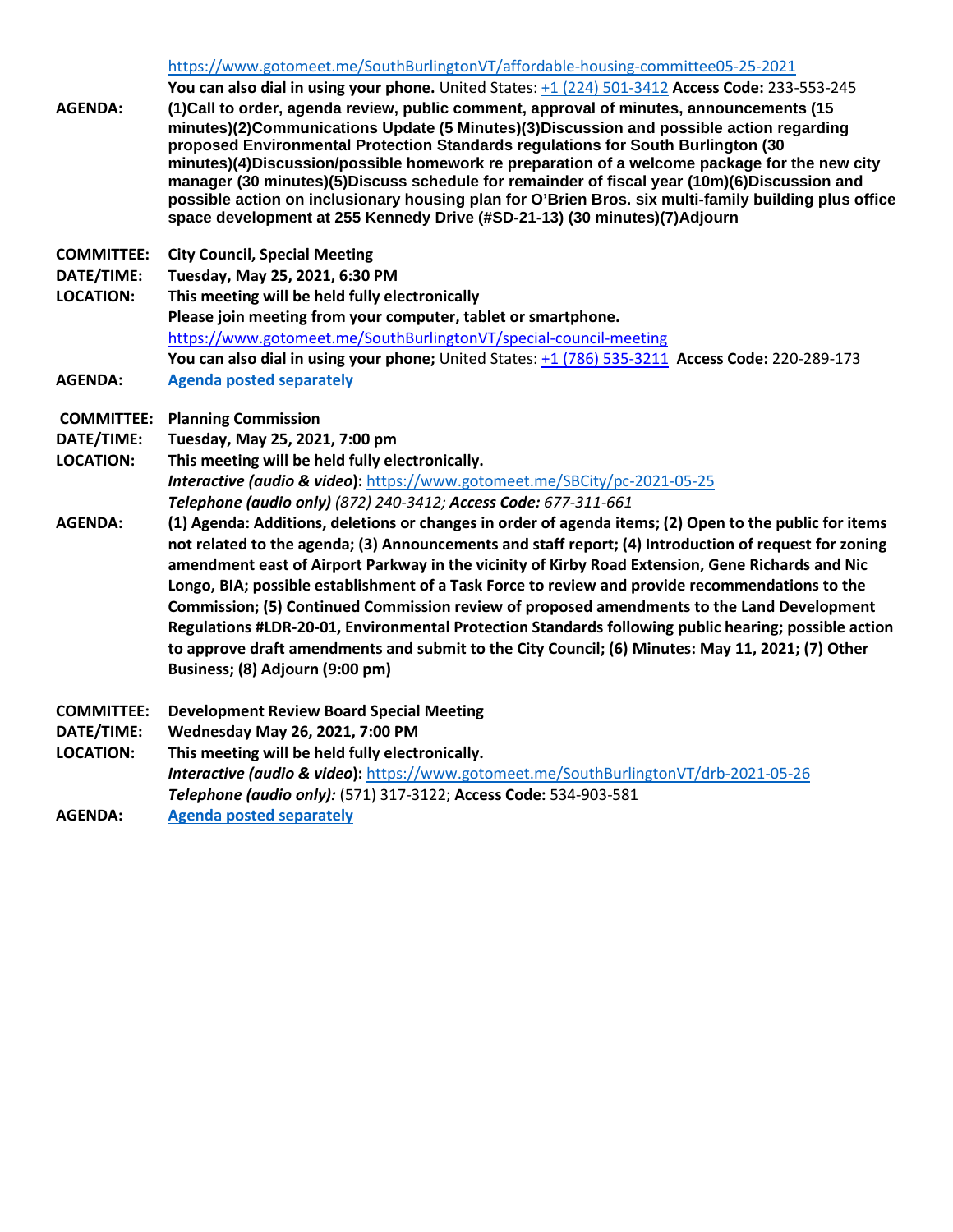https://www.gotomeet.me/SouthBurlingtonVT/affordable-housing-committee05-25-2021

**You can also dial in using your phone.** United States: +1 (224) 501-3412 **Access Code:** 233-553-245

**AGENDA:** **(1)Call to order, agenda review, public comment, approval of minutes, announcements (15 minutes)(2)Communications Update (5 Minutes)(3)Discussion and possible action regarding proposed Environmental Protection Standards regulations for South Burlington (30 minutes)(4)Discussion/possible homework re preparation of a welcome package for the new city manager (30 minutes)(5)Discuss schedule for remainder of fiscal year (10m)(6)Discussion and possible action on inclusionary housing plan for O'Brien Bros. six multi-family building plus office space development at 255 Kennedy Drive (#SD-21-13) (30 minutes)(7)Adjourn**

**COMMITTEE:** **City Council, Special Meeting**

**DATE/TIME:** **Tuesday, May 25, 2021, 6:30 PM**

**LOCATION:** **This meeting will be held fully electronically**

**Please join meeting from your computer, tablet or smartphone.**

https://www.gotomeet.me/SouthBurlingtonVT/special-council-meeting

**You can also dial in using your phone;** United States: +1 (786) 535-3211 **Access Code:** 220-289-173

**AGENDA:** **Agenda posted separately**

**COMMITTEE:** **Planning Commission**

**DATE/TIME:** **Tuesday, May 25, 2021, 7:00 pm**

**LOCATION:** **This meeting will be held fully electronically.**

***Interactive (audio & video)*:** https://www.gotomeet.me/SBCity/pc-2021-05-25

***Telephone (audio only)*** *(872) 240-3412;* ***Access Code:*** *677-311-661*

**AGENDA:** **(1) Agenda: Additions, deletions or changes in order of agenda items; (2) Open to the public for items not related to the agenda; (3) Announcements and staff report; (4) Introduction of request for zoning amendment east of Airport Parkway in the vicinity of Kirby Road Extension, Gene Richards and Nic Longo, BIA; possible establishment of a Task Force to review and provide recommendations to the Commission; (5) Continued Commission review of proposed amendments to the Land Development Regulations #LDR-20-01, Environmental Protection Standards following public hearing; possible action to approve draft amendments and submit to the City Council; (6) Minutes: May 11, 2021; (7) Other Business; (8) Adjourn (9:00 pm)**

**COMMITTEE:** **Development Review Board Special Meeting**

**DATE/TIME:** **Wednesday May 26, 2021, 7:00 PM**

**LOCATION:** **This meeting will be held fully electronically.**

***Interactive (audio & video)*:** https://www.gotomeet.me/SouthBurlingtonVT/drb-2021-05-26

***Telephone (audio only):*** (571) 317-3122; **Access Code:** 534-903-581

**AGENDA:** **Agenda posted separately**